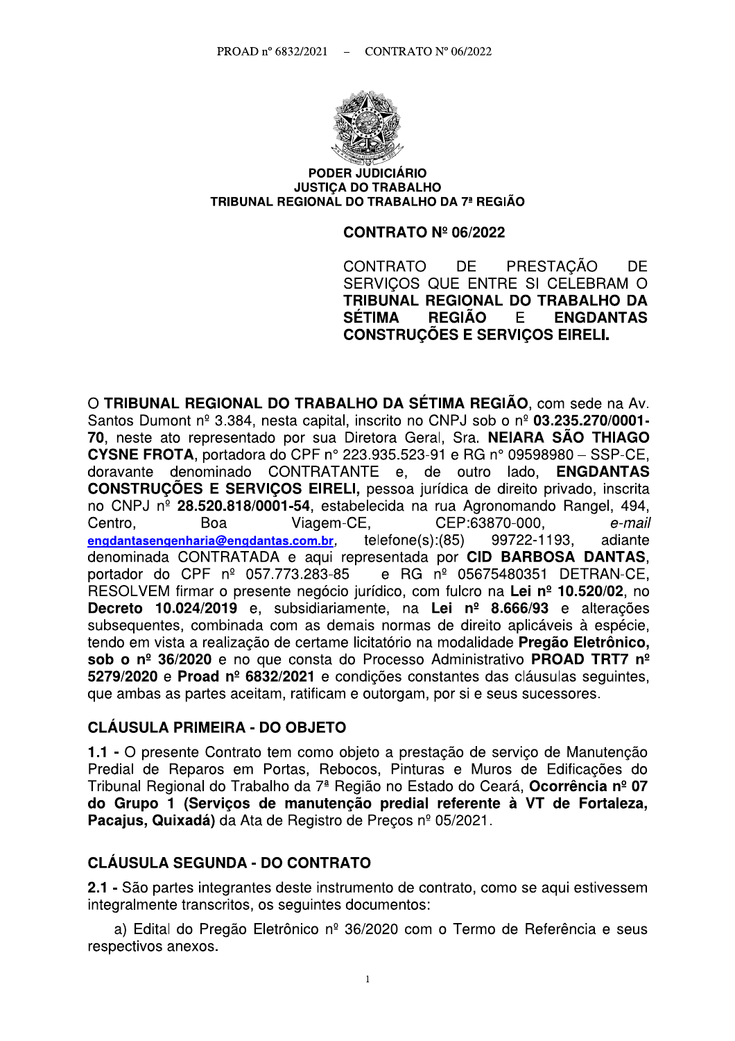**PODER JUDICIÁRIO**
**JUSTIÇA DO TRABALHO**
**TRIBUNAL REGIONAL DO TRABALHO DA 7ª REGIÃO**

## CONTRATO Nº 06/2022

CONTRATO DE PRESTAÇÃO DE SERVIÇOS QUE ENTRE SI CELEBRAM O **TRIBUNAL REGIONAL DO TRABALHO DA SÉTIMA REGIÃO** E **ENGDANTAS CONSTRUÇÕES E SERVIÇOS EIRELI.**

O **TRIBUNAL REGIONAL DO TRABALHO DA SÉTIMA REGIÃO**, com sede na Av. Santos Dumont nº 3.384, nesta capital, inscrito no CNPJ sob o nº **03.235.270/0001-70**, neste ato representado por sua Diretora Geral, Sra. **NEIARA SÃO THIAGO CYSNE FROTA**, portadora do CPF n° 223.935.523-91 e RG n° 09598980 – SSP-CE, doravante denominado CONTRATANTE e, de outro lado, **ENGDANTAS CONSTRUÇÕES E SERVIÇOS EIRELI,** pessoa jurídica de direito privado, inscrita no CNPJ nº **28.520.818/0001-54**, estabelecida na rua Agronomando Rangel, 494, Centro, Boa Viagem-CE, CEP:63870-000, *e-mail* engdantasengenharia@engdantas.com.br, telefone(s):(85) 99722-1193, adiante denominada CONTRATADA e aqui representada por **CID BARBOSA DANTAS**, portador do CPF nº 057.773.283-85 e RG nº 05675480351 DETRAN-CE, RESOLVEM firmar o presente negócio jurídico, com fulcro na **Lei nº 10.520/02**, no **Decreto 10.024/2019** e, subsidiariamente, na **Lei nº 8.666/93** e alterações subsequentes, combinada com as demais normas de direito aplicáveis à espécie, tendo em vista a realização de certame licitatório na modalidade **Pregão Eletrônico, sob o nº 36/2020** e no que consta do Processo Administrativo **PROAD TRT7 nº 5279/2020** e **Proad nº 6832/2021** e condições constantes das cláusulas seguintes, que ambas as partes aceitam, ratificam e outorgam, por si e seus sucessores.

### CLÁUSULA PRIMEIRA - DO OBJETO

**1.1 -** O presente Contrato tem como objeto a prestação de serviço de Manutenção Predial de Reparos em Portas, Rebocos, Pinturas e Muros de Edificações do Tribunal Regional do Trabalho da 7ª Região no Estado do Ceará, **Ocorrência nº 07 do Grupo 1 (Serviços de manutenção predial referente à VT de Fortaleza, Pacajus, Quixadá)** da Ata de Registro de Preços nº 05/2021.

### CLÁUSULA SEGUNDA - DO CONTRATO

**2.1 -** São partes integrantes deste instrumento de contrato, como se aqui estivessem integralmente transcritos, os seguintes documentos:

a) Edital do Pregão Eletrônico nº 36/2020 com o Termo de Referência e seus respectivos anexos.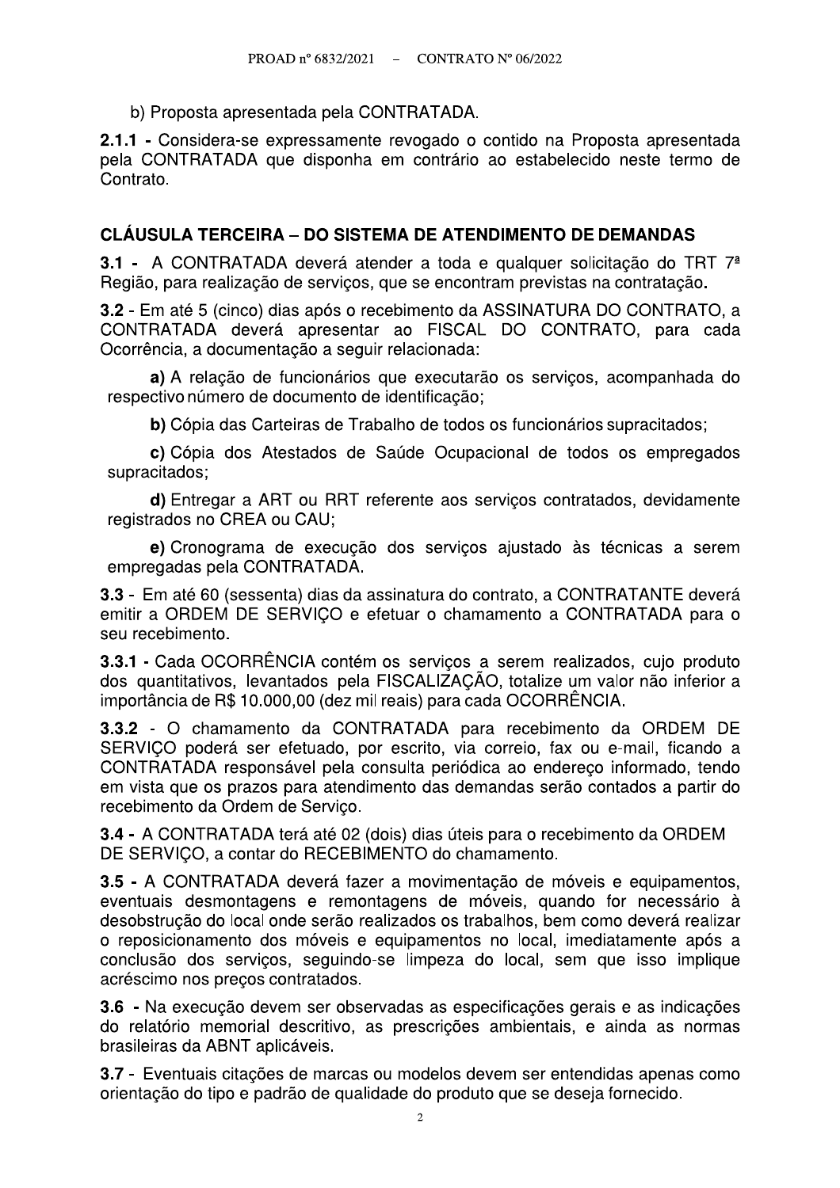b) Proposta apresentada pela CONTRATADA.

**2.1.1 -** Considera-se expressamente revogado o contido na Proposta apresentada pela CONTRATADA que disponha em contrário ao estabelecido neste termo de Contrato.

## CLÁUSULA TERCEIRA – DO SISTEMA DE ATENDIMENTO DE DEMANDAS

**3.1 -** A CONTRATADA deverá atender a toda e qualquer solicitação do TRT 7ª Região, para realização de serviços, que se encontram previstas na contratação.

**3.2** - Em até 5 (cinco) dias após o recebimento da ASSINATURA DO CONTRATO, a CONTRATADA deverá apresentar ao FISCAL DO CONTRATO, para cada Ocorrência, a documentação a seguir relacionada:

**a)** A relação de funcionários que executarão os serviços, acompanhada do respectivo número de documento de identificação;

**b)** Cópia das Carteiras de Trabalho de todos os funcionários supracitados;

**c)** Cópia dos Atestados de Saúde Ocupacional de todos os empregados supracitados;

**d)** Entregar a ART ou RRT referente aos serviços contratados, devidamente registrados no CREA ou CAU;

**e)** Cronograma de execução dos serviços ajustado às técnicas a serem empregadas pela CONTRATADA.

**3.3** - Em até 60 (sessenta) dias da assinatura do contrato, a CONTRATANTE deverá emitir a ORDEM DE SERVIÇO e efetuar o chamamento a CONTRATADA para o seu recebimento.

**3.3.1** - Cada OCORRÊNCIA contém os serviços a serem realizados, cujo produto dos quantitativos, levantados pela FISCALIZAÇÃO, totalize um valor não inferior a importância de R$ 10.000,00 (dez mil reais) para cada OCORRÊNCIA.

**3.3.2** - O chamamento da CONTRATADA para recebimento da ORDEM DE SERVIÇO poderá ser efetuado, por escrito, via correio, fax ou e-mail, ficando a CONTRATADA responsável pela consulta periódica ao endereço informado, tendo em vista que os prazos para atendimento das demandas serão contados a partir do recebimento da Ordem de Serviço.

**3.4 -** A CONTRATADA terá até 02 (dois) dias úteis para o recebimento da ORDEM DE SERVIÇO, a contar do RECEBIMENTO do chamamento.

**3.5 -** A CONTRATADA deverá fazer a movimentação de móveis e equipamentos, eventuais desmontagens e remontagens de móveis, quando for necessário à desobstrução do local onde serão realizados os trabalhos, bem como deverá realizar o reposicionamento dos móveis e equipamentos no local, imediatamente após a conclusão dos serviços, seguindo-se limpeza do local, sem que isso implique acréscimo nos preços contratados.

**3.6 -** Na execução devem ser observadas as especificações gerais e as indicações do relatório memorial descritivo, as prescrições ambientais, e ainda as normas brasileiras da ABNT aplicáveis.

**3.7 -** Eventuais citações de marcas ou modelos devem ser entendidas apenas como orientação do tipo e padrão de qualidade do produto que se deseja fornecido.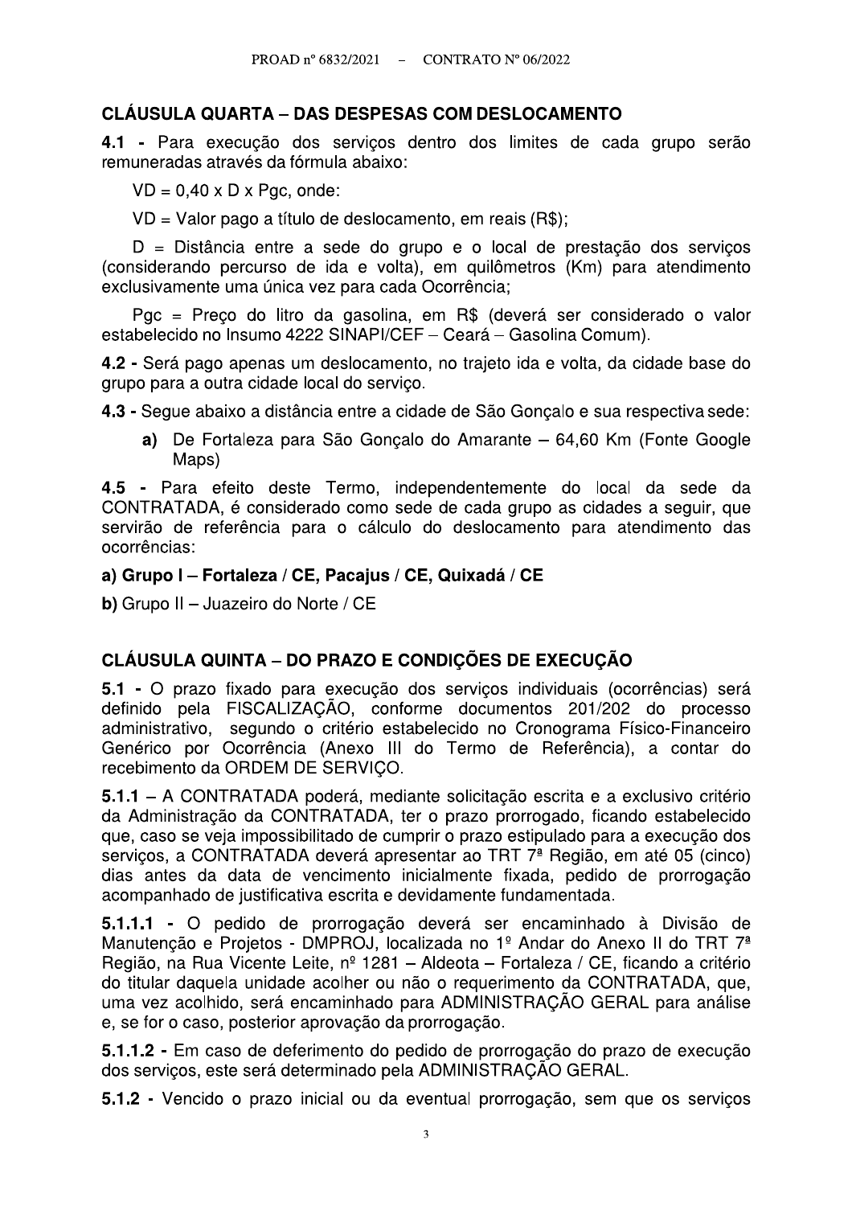## CLÁUSULA QUARTA – DAS DESPESAS COM DESLOCAMENTO

**4.1 -** Para execução dos serviços dentro dos limites de cada grupo serão remuneradas através da fórmula abaixo:

$VD = 0,40 \times D \times Pgc$, onde:

VD = Valor pago a título de deslocamento, em reais (R$);

D = Distância entre a sede do grupo e o local de prestação dos serviços (considerando percurso de ida e volta), em quilômetros (Km) para atendimento exclusivamente uma única vez para cada Ocorrência;

Pgc = Preço do litro da gasolina, em R$ (deverá ser considerado o valor estabelecido no Insumo 4222 SINAPI/CEF – Ceará – Gasolina Comum).

**4.2 -** Será pago apenas um deslocamento, no trajeto ida e volta, da cidade base do grupo para a outra cidade local do serviço.

**4.3 -** Segue abaixo a distância entre a cidade de São Gonçalo e sua respectiva sede:

**a)** De Fortaleza para São Gonçalo do Amarante – 64,60 Km (Fonte Google Maps)

**4.5 -** Para efeito deste Termo, independentemente do local da sede da CONTRATADA, é considerado como sede de cada grupo as cidades a seguir, que servirão de referência para o cálculo do deslocamento para atendimento das ocorrências:

**a) Grupo I – Fortaleza / CE, Pacajus / CE, Quixadá / CE**

**b)** Grupo II – Juazeiro do Norte / CE

## CLÁUSULA QUINTA – DO PRAZO E CONDIÇÕES DE EXECUÇÃO

**5.1 -** O prazo fixado para execução dos serviços individuais (ocorrências) será definido pela FISCALIZAÇÃO, conforme documentos 201/202 do processo administrativo, segundo o critério estabelecido no Cronograma Físico-Financeiro Genérico por Ocorrência (Anexo III do Termo de Referência), a contar do recebimento da ORDEM DE SERVIÇO.

**5.1.1** – A CONTRATADA poderá, mediante solicitação escrita e a exclusivo critério da Administração da CONTRATADA, ter o prazo prorrogado, ficando estabelecido que, caso se veja impossibilitado de cumprir o prazo estipulado para a execução dos serviços, a CONTRATADA deverá apresentar ao TRT 7ª Região, em até 05 (cinco) dias antes da data de vencimento inicialmente fixada, pedido de prorrogação acompanhado de justificativa escrita e devidamente fundamentada.

**5.1.1.1 -** O pedido de prorrogação deverá ser encaminhado à Divisão de Manutenção e Projetos - DMPROJ, localizada no 1º Andar do Anexo II do TRT 7ª Região, na Rua Vicente Leite, nº 1281 – Aldeota – Fortaleza / CE, ficando a critério do titular daquela unidade acolher ou não o requerimento da CONTRATADA, que, uma vez acolhido, será encaminhado para ADMINISTRAÇÃO GERAL para análise e, se for o caso, posterior aprovação da prorrogação.

**5.1.1.2 -** Em caso de deferimento do pedido de prorrogação do prazo de execução dos serviços, este será determinado pela ADMINISTRAÇÃO GERAL.

**5.1.2 -** Vencido o prazo inicial ou da eventual prorrogação, sem que os serviços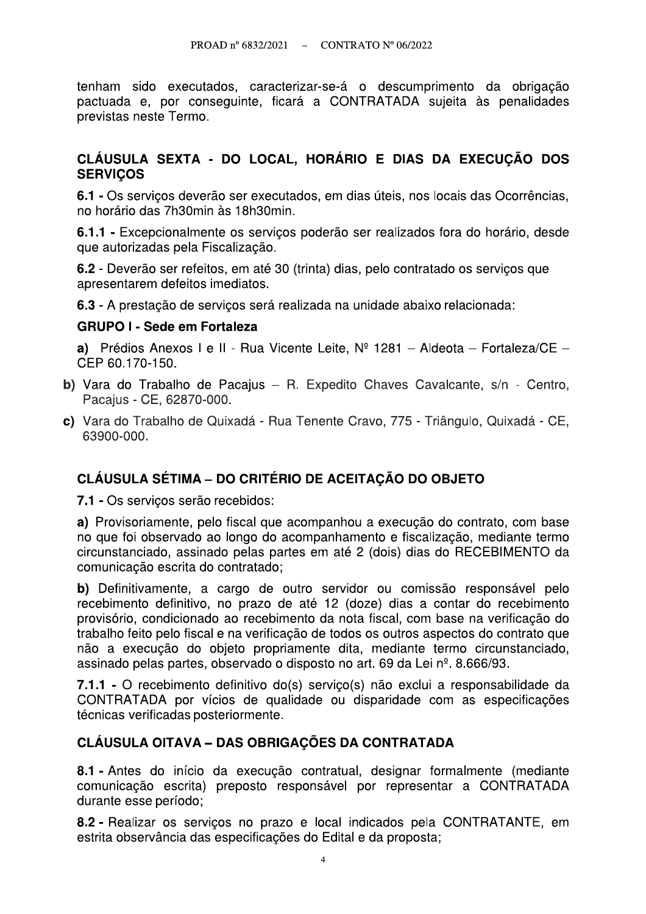tenham sido executados, caracterizar-se-á o descumprimento da obrigação pactuada e, por conseguinte, ficará a CONTRATADA sujeita às penalidades previstas neste Termo.

## CLÁUSULA SEXTA - DO LOCAL, HORÁRIO E DIAS DA EXECUÇÃO DOS SERVIÇOS

**6.1 -** Os serviços deverão ser executados, em dias úteis, nos locais das Ocorrências, no horário das 7h30min às 18h30min.

**6.1.1 -** Excepcionalmente os serviços poderão ser realizados fora do horário, desde que autorizadas pela Fiscalização.

**6.2** - Deverão ser refeitos, em até 30 (trinta) dias, pelo contratado os serviços que apresentarem defeitos imediatos.

**6.3** - A prestação de serviços será realizada na unidade abaixo relacionada:

**GRUPO I - Sede em Fortaleza**

**a)** Prédios Anexos I e II - Rua Vicente Leite, Nº 1281 – Aldeota – Fortaleza/CE – CEP 60.170-150.

**b)** Vara do Trabalho de Pacajus – R. Expedito Chaves Cavalcante, s/n - Centro, Pacajus - CE, 62870-000.

**c)** Vara do Trabalho de Quixadá - Rua Tenente Cravo, 775 - Triângulo, Quixadá - CE, 63900-000.

## CLÁUSULA SÉTIMA – DO CRITÉRIO DE ACEITAÇÃO DO OBJETO

**7.1 -** Os serviços serão recebidos:

**a)** Provisoriamente, pelo fiscal que acompanhou a execução do contrato, com base no que foi observado ao longo do acompanhamento e fiscalização, mediante termo circunstanciado, assinado pelas partes em até 2 (dois) dias do RECEBIMENTO da comunicação escrita do contratado;

**b)** Definitivamente, a cargo de outro servidor ou comissão responsável pelo recebimento definitivo, no prazo de até 12 (doze) dias a contar do recebimento provisório, condicionado ao recebimento da nota fiscal, com base na verificação do trabalho feito pelo fiscal e na verificação de todos os outros aspectos do contrato que não a execução do objeto propriamente dita, mediante termo circunstanciado, assinado pelas partes, observado o disposto no art. 69 da Lei nº. 8.666/93.

**7.1.1 -** O recebimento definitivo do(s) serviço(s) não exclui a responsabilidade da CONTRATADA por vícios de qualidade ou disparidade com as especificações técnicas verificadas posteriormente.

## CLÁUSULA OITAVA – DAS OBRIGAÇÕES DA CONTRATADA

**8.1 -** Antes do início da execução contratual, designar formalmente (mediante comunicação escrita) preposto responsável por representar a CONTRATADA durante esse período;

**8.2 -** Realizar os serviços no prazo e local indicados pela CONTRATANTE, em estrita observância das especificações do Edital e da proposta;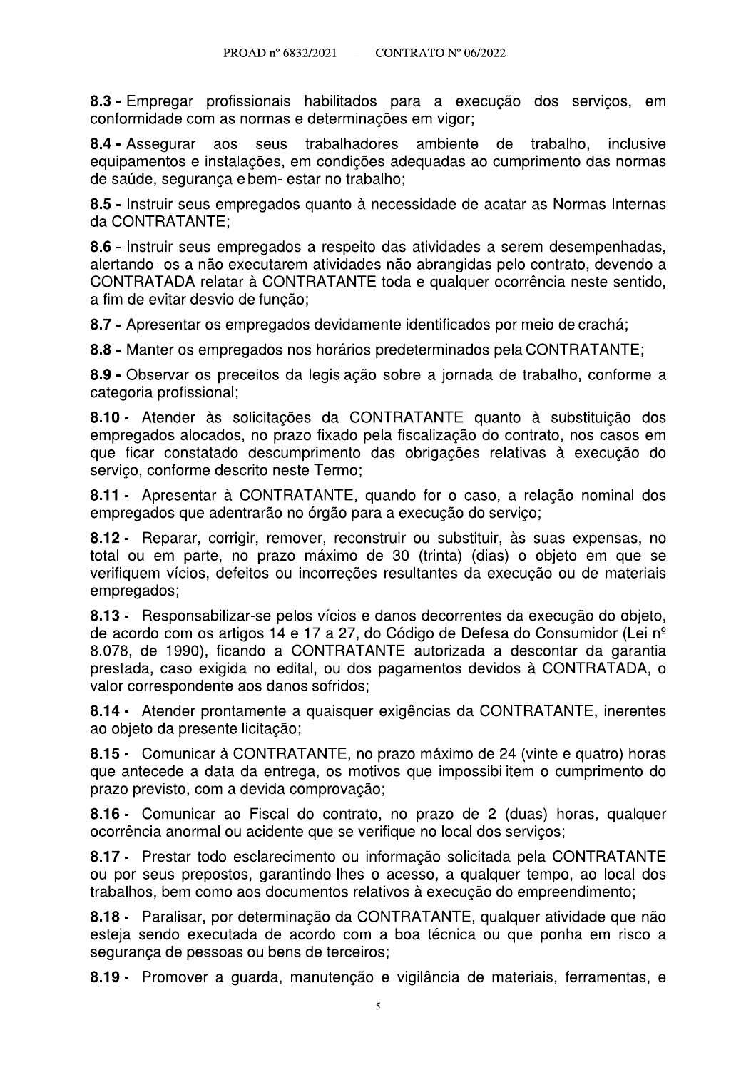**8.3 -** Empregar profissionais habilitados para a execução dos serviços, em conformidade com as normas e determinações em vigor;

**8.4 -** Assegurar aos seus trabalhadores ambiente de trabalho, inclusive equipamentos e instalações, em condições adequadas ao cumprimento das normas de saúde, segurança e bem- estar no trabalho;

**8.5 -** Instruir seus empregados quanto à necessidade de acatar as Normas Internas da CONTRATANTE;

**8.6** - Instruir seus empregados a respeito das atividades a serem desempenhadas, alertando- os a não executarem atividades não abrangidas pelo contrato, devendo a CONTRATADA relatar à CONTRATANTE toda e qualquer ocorrência neste sentido, a fim de evitar desvio de função;

**8.7 -** Apresentar os empregados devidamente identificados por meio de crachá;

**8.8 -** Manter os empregados nos horários predeterminados pela CONTRATANTE;

**8.9 -** Observar os preceitos da legislação sobre a jornada de trabalho, conforme a categoria profissional;

**8.10 -** Atender às solicitações da CONTRATANTE quanto à substituição dos empregados alocados, no prazo fixado pela fiscalização do contrato, nos casos em que ficar constatado descumprimento das obrigações relativas à execução do serviço, conforme descrito neste Termo;

**8.11 -** Apresentar à CONTRATANTE, quando for o caso, a relação nominal dos empregados que adentrarão no órgão para a execução do serviço;

**8.12 -** Reparar, corrigir, remover, reconstruir ou substituir, às suas expensas, no total ou em parte, no prazo máximo de 30 (trinta) (dias) o objeto em que se verifiquem vícios, defeitos ou incorreções resultantes da execução ou de materiais empregados;

**8.13 -** Responsabilizar-se pelos vícios e danos decorrentes da execução do objeto, de acordo com os artigos 14 e 17 a 27, do Código de Defesa do Consumidor (Lei nº 8.078, de 1990), ficando a CONTRATANTE autorizada a descontar da garantia prestada, caso exigida no edital, ou dos pagamentos devidos à CONTRATADA, o valor correspondente aos danos sofridos;

**8.14 -** Atender prontamente a quaisquer exigências da CONTRATANTE, inerentes ao objeto da presente licitação;

**8.15 -** Comunicar à CONTRATANTE, no prazo máximo de 24 (vinte e quatro) horas que antecede a data da entrega, os motivos que impossibilitem o cumprimento do prazo previsto, com a devida comprovação;

**8.16 -** Comunicar ao Fiscal do contrato, no prazo de 2 (duas) horas, qualquer ocorrência anormal ou acidente que se verifique no local dos serviços;

**8.17 -** Prestar todo esclarecimento ou informação solicitada pela CONTRATANTE ou por seus prepostos, garantindo-lhes o acesso, a qualquer tempo, ao local dos trabalhos, bem como aos documentos relativos à execução do empreendimento;

**8.18 -** Paralisar, por determinação da CONTRATANTE, qualquer atividade que não esteja sendo executada de acordo com a boa técnica ou que ponha em risco a segurança de pessoas ou bens de terceiros;

**8.19 -** Promover a guarda, manutenção e vigilância de materiais, ferramentas, e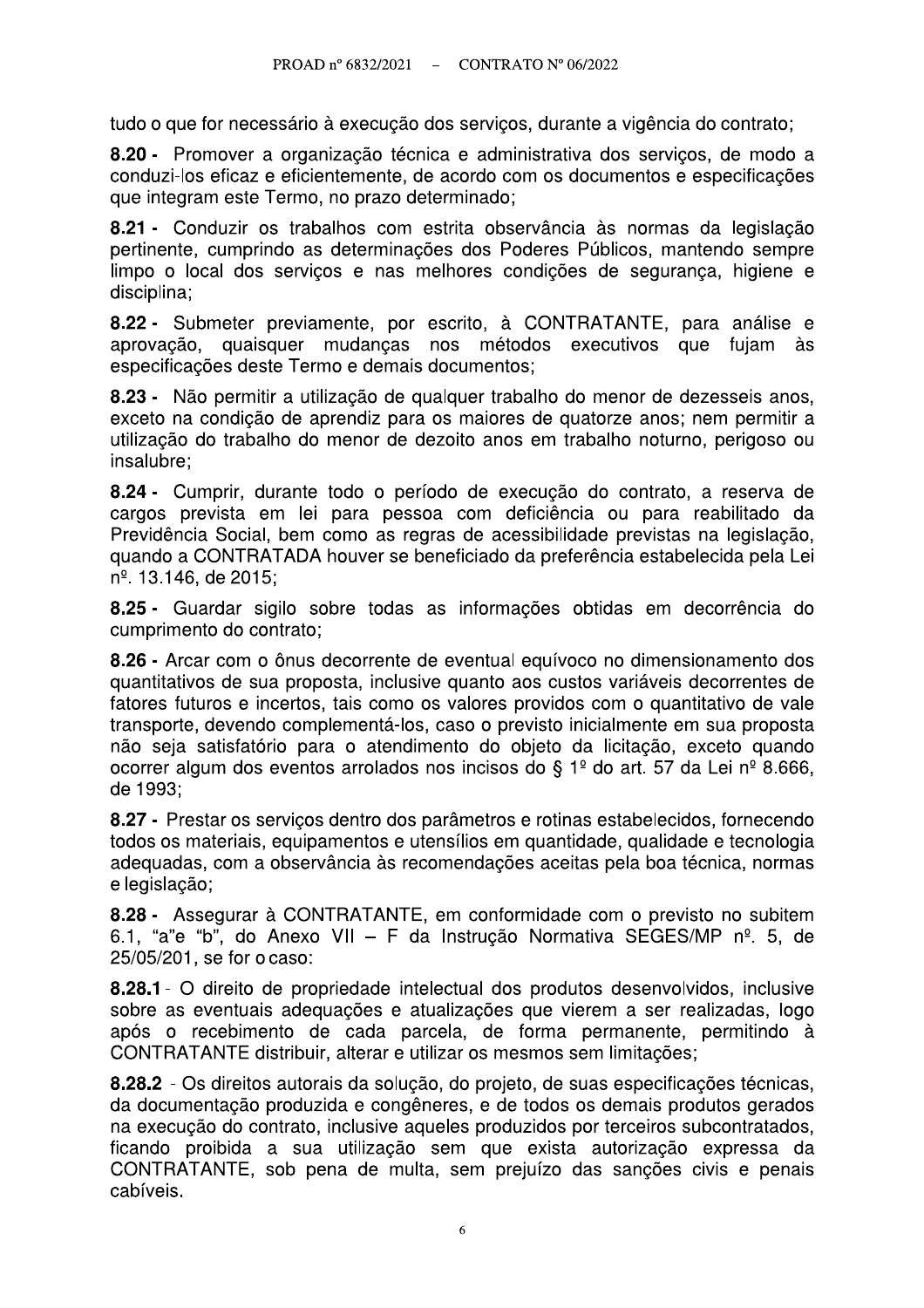tudo o que for necessário à execução dos serviços, durante a vigência do contrato;

**8.20 -** Promover a organização técnica e administrativa dos serviços, de modo a conduzi-los eficaz e eficientemente, de acordo com os documentos e especificações que integram este Termo, no prazo determinado;

**8.21 -** Conduzir os trabalhos com estrita observância às normas da legislação pertinente, cumprindo as determinações dos Poderes Públicos, mantendo sempre limpo o local dos serviços e nas melhores condições de segurança, higiene e disciplina;

**8.22 -** Submeter previamente, por escrito, à CONTRATANTE, para análise e aprovação, quaisquer mudanças nos métodos executivos que fujam às especificações deste Termo e demais documentos;

**8.23 -** Não permitir a utilização de qualquer trabalho do menor de dezesseis anos, exceto na condição de aprendiz para os maiores de quatorze anos; nem permitir a utilização do trabalho do menor de dezoito anos em trabalho noturno, perigoso ou insalubre;

**8.24 -** Cumprir, durante todo o período de execução do contrato, a reserva de cargos prevista em lei para pessoa com deficiência ou para reabilitado da Previdência Social, bem como as regras de acessibilidade previstas na legislação, quando a CONTRATADA houver se beneficiado da preferência estabelecida pela Lei nº. 13.146, de 2015;

**8.25 -** Guardar sigilo sobre todas as informações obtidas em decorrência do cumprimento do contrato;

**8.26 -** Arcar com o ônus decorrente de eventual equívoco no dimensionamento dos quantitativos de sua proposta, inclusive quanto aos custos variáveis decorrentes de fatores futuros e incertos, tais como os valores providos com o quantitativo de vale transporte, devendo complementá-los, caso o previsto inicialmente em sua proposta não seja satisfatório para o atendimento do objeto da licitação, exceto quando ocorrer algum dos eventos arrolados nos incisos do § 1º do art. 57 da Lei nº 8.666, de 1993;

**8.27 -** Prestar os serviços dentro dos parâmetros e rotinas estabelecidos, fornecendo todos os materiais, equipamentos e utensílios em quantidade, qualidade e tecnologia adequadas, com a observância às recomendações aceitas pela boa técnica, normas e legislação;

**8.28 -** Assegurar à CONTRATANTE, em conformidade com o previsto no subitem 6.1, "a"e "b", do Anexo VII – F da Instrução Normativa SEGES/MP nº. 5, de 25/05/201, se for o caso:

**8.28.1** - O direito de propriedade intelectual dos produtos desenvolvidos, inclusive sobre as eventuais adequações e atualizações que vierem a ser realizadas, logo após o recebimento de cada parcela, de forma permanente, permitindo à CONTRATANTE distribuir, alterar e utilizar os mesmos sem limitações;

**8.28.2** - Os direitos autorais da solução, do projeto, de suas especificações técnicas, da documentação produzida e congêneres, e de todos os demais produtos gerados na execução do contrato, inclusive aqueles produzidos por terceiros subcontratados, ficando proibida a sua utilização sem que exista autorização expressa da CONTRATANTE, sob pena de multa, sem prejuízo das sanções civis e penais cabíveis.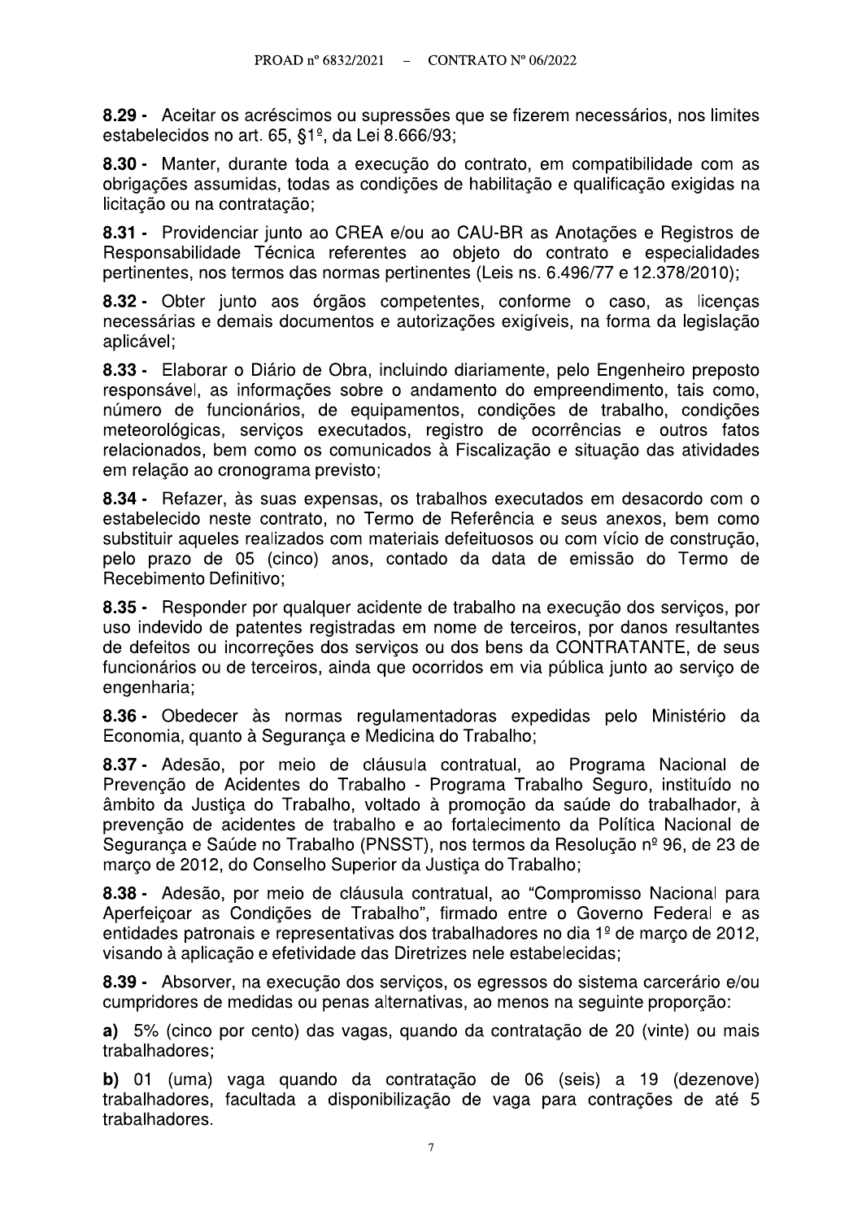**8.29 -** Aceitar os acréscimos ou supressões que se fizerem necessários, nos limites estabelecidos no art. 65, §1º, da Lei 8.666/93;

**8.30 -** Manter, durante toda a execução do contrato, em compatibilidade com as obrigações assumidas, todas as condições de habilitação e qualificação exigidas na licitação ou na contratação;

**8.31 -** Providenciar junto ao CREA e/ou ao CAU-BR as Anotações e Registros de Responsabilidade Técnica referentes ao objeto do contrato e especialidades pertinentes, nos termos das normas pertinentes (Leis ns. 6.496/77 e 12.378/2010);

**8.32 -** Obter junto aos órgãos competentes, conforme o caso, as licenças necessárias e demais documentos e autorizações exigíveis, na forma da legislação aplicável;

**8.33 -** Elaborar o Diário de Obra, incluindo diariamente, pelo Engenheiro preposto responsável, as informações sobre o andamento do empreendimento, tais como, número de funcionários, de equipamentos, condições de trabalho, condições meteorológicas, serviços executados, registro de ocorrências e outros fatos relacionados, bem como os comunicados à Fiscalização e situação das atividades em relação ao cronograma previsto;

**8.34 -** Refazer, às suas expensas, os trabalhos executados em desacordo com o estabelecido neste contrato, no Termo de Referência e seus anexos, bem como substituir aqueles realizados com materiais defeituosos ou com vício de construção, pelo prazo de 05 (cinco) anos, contado da data de emissão do Termo de Recebimento Definitivo;

**8.35 -** Responder por qualquer acidente de trabalho na execução dos serviços, por uso indevido de patentes registradas em nome de terceiros, por danos resultantes de defeitos ou incorreções dos serviços ou dos bens da CONTRATANTE, de seus funcionários ou de terceiros, ainda que ocorridos em via pública junto ao serviço de engenharia;

**8.36 -** Obedecer às normas regulamentadoras expedidas pelo Ministério da Economia, quanto à Segurança e Medicina do Trabalho;

**8.37 -** Adesão, por meio de cláusula contratual, ao Programa Nacional de Prevenção de Acidentes do Trabalho - Programa Trabalho Seguro, instituído no âmbito da Justiça do Trabalho, voltado à promoção da saúde do trabalhador, à prevenção de acidentes de trabalho e ao fortalecimento da Política Nacional de Segurança e Saúde no Trabalho (PNSST), nos termos da Resolução nº 96, de 23 de março de 2012, do Conselho Superior da Justiça do Trabalho;

**8.38 -** Adesão, por meio de cláusula contratual, ao "Compromisso Nacional para Aperfeiçoar as Condições de Trabalho", firmado entre o Governo Federal e as entidades patronais e representativas dos trabalhadores no dia 1º de março de 2012, visando à aplicação e efetividade das Diretrizes nele estabelecidas;

**8.39 -** Absorver, na execução dos serviços, os egressos do sistema carcerário e/ou cumpridores de medidas ou penas alternativas, ao menos na seguinte proporção:

**a)** 5% (cinco por cento) das vagas, quando da contratação de 20 (vinte) ou mais trabalhadores;

**b)** 01 (uma) vaga quando da contratação de 06 (seis) a 19 (dezenove) trabalhadores, facultada a disponibilização de vaga para contrações de até 5 trabalhadores.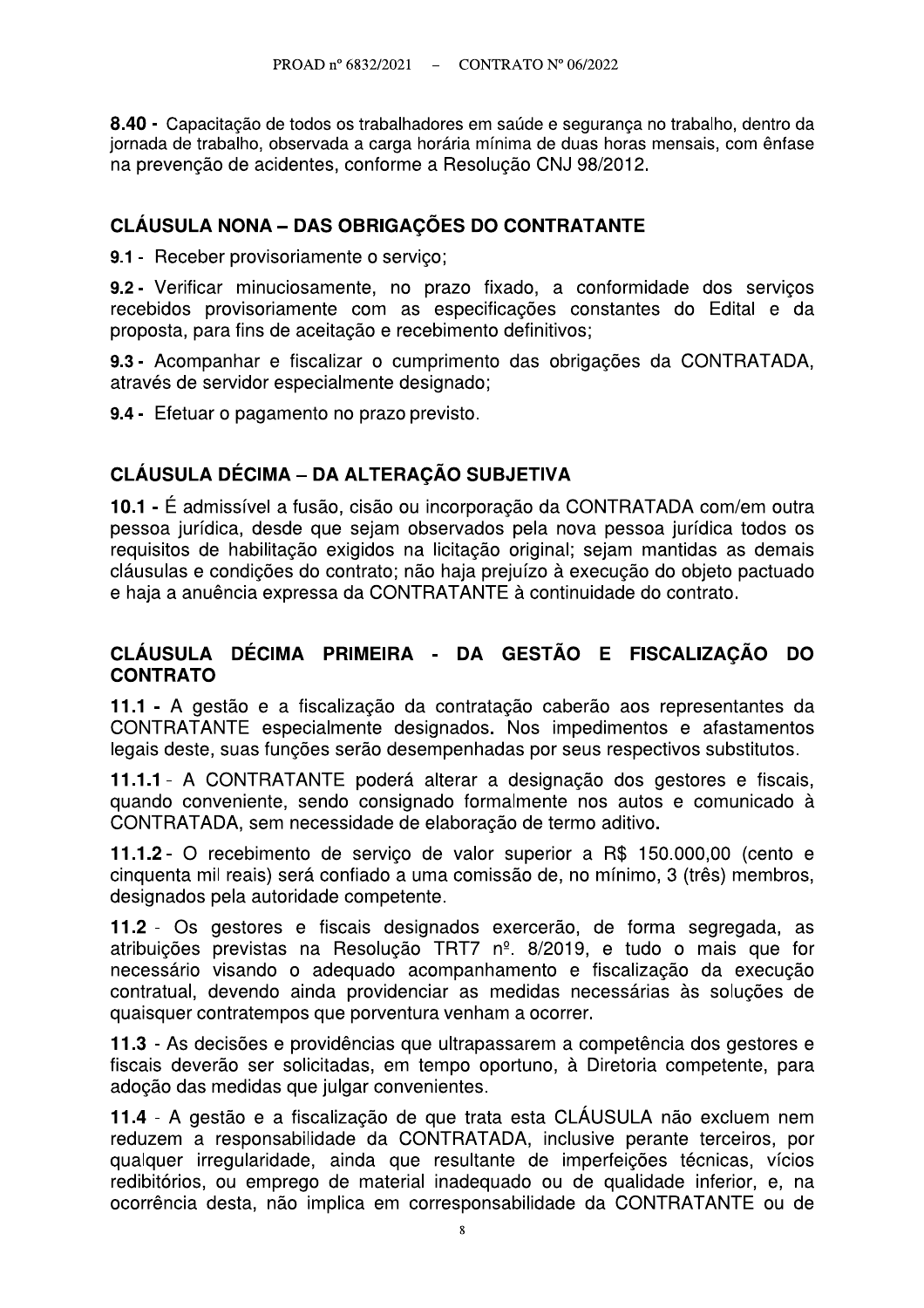**8.40 -** Capacitação de todos os trabalhadores em saúde e segurança no trabalho, dentro da jornada de trabalho, observada a carga horária mínima de duas horas mensais, com ênfase na prevenção de acidentes, conforme a Resolução CNJ 98/2012.

## CLÁUSULA NONA – DAS OBRIGAÇÕES DO CONTRATANTE

**9.1 -** Receber provisoriamente o serviço;

**9.2 -** Verificar minuciosamente, no prazo fixado, a conformidade dos serviços recebidos provisoriamente com as especificações constantes do Edital e da proposta, para fins de aceitação e recebimento definitivos;

**9.3 -** Acompanhar e fiscalizar o cumprimento das obrigações da CONTRATADA, através de servidor especialmente designado;

**9.4 -** Efetuar o pagamento no prazo previsto.

## CLÁUSULA DÉCIMA – DA ALTERAÇÃO SUBJETIVA

**10.1 -** É admissível a fusão, cisão ou incorporação da CONTRATADA com/em outra pessoa jurídica, desde que sejam observados pela nova pessoa jurídica todos os requisitos de habilitação exigidos na licitação original; sejam mantidas as demais cláusulas e condições do contrato; não haja prejuízo à execução do objeto pactuado e haja a anuência expressa da CONTRATANTE à continuidade do contrato.

## CLÁUSULA DÉCIMA PRIMEIRA - DA GESTÃO E FISCALIZAÇÃO DO CONTRATO

**11.1 -** A gestão e a fiscalização da contratação caberão aos representantes da CONTRATANTE especialmente designados. Nos impedimentos e afastamentos legais deste, suas funções serão desempenhadas por seus respectivos substitutos.

**11.1.1** - A CONTRATANTE poderá alterar a designação dos gestores e fiscais, quando conveniente, sendo consignado formalmente nos autos e comunicado à CONTRATADA, sem necessidade de elaboração de termo aditivo.

**11.1.2** - O recebimento de serviço de valor superior a R$ 150.000,00 (cento e cinquenta mil reais) será confiado a uma comissão de, no mínimo, 3 (três) membros, designados pela autoridade competente.

**11.2** - Os gestores e fiscais designados exercerão, de forma segregada, as atribuições previstas na Resolução TRT7 nº. 8/2019, e tudo o mais que for necessário visando o adequado acompanhamento e fiscalização da execução contratual, devendo ainda providenciar as medidas necessárias às soluções de quaisquer contratempos que porventura venham a ocorrer.

**11.3** - As decisões e providências que ultrapassarem a competência dos gestores e fiscais deverão ser solicitadas, em tempo oportuno, à Diretoria competente, para adoção das medidas que julgar convenientes.

**11.4** - A gestão e a fiscalização de que trata esta CLÁUSULA não excluem nem reduzem a responsabilidade da CONTRATADA, inclusive perante terceiros, por qualquer irregularidade, ainda que resultante de imperfeições técnicas, vícios redibitórios, ou emprego de material inadequado ou de qualidade inferior, e, na ocorrência desta, não implica em corresponsabilidade da CONTRATANTE ou de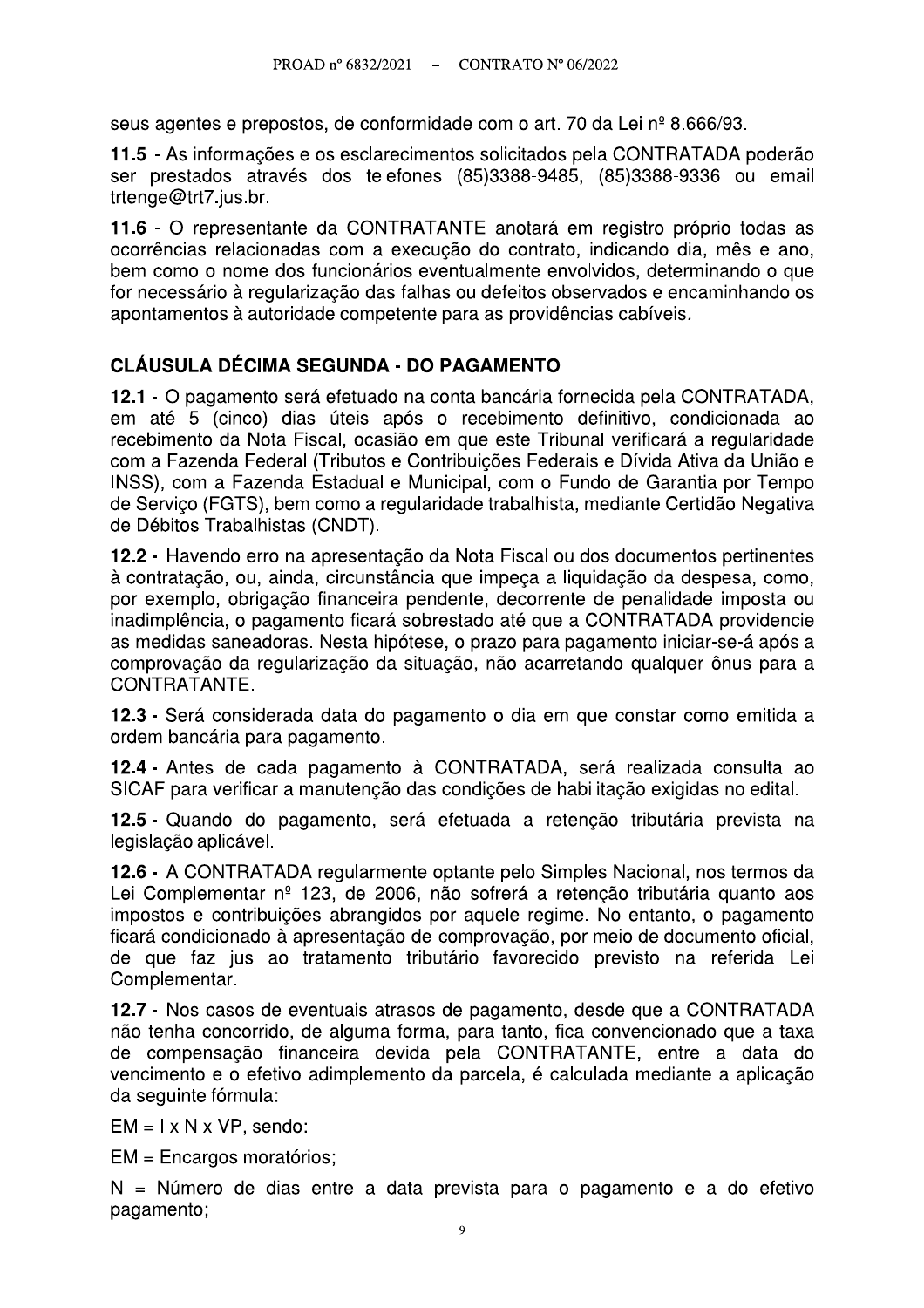seus agentes e prepostos, de conformidade com o art. 70 da Lei nº 8.666/93.

**11.5** - As informações e os esclarecimentos solicitados pela CONTRATADA poderão ser prestados através dos telefones (85)3388-9485, (85)3388-9336 ou email trtenge@trt7.jus.br.

**11.6** - O representante da CONTRATANTE anotará em registro próprio todas as ocorrências relacionadas com a execução do contrato, indicando dia, mês e ano, bem como o nome dos funcionários eventualmente envolvidos, determinando o que for necessário à regularização das falhas ou defeitos observados e encaminhando os apontamentos à autoridade competente para as providências cabíveis.

## CLÁUSULA DÉCIMA SEGUNDA - DO PAGAMENTO

**12.1 -** O pagamento será efetuado na conta bancária fornecida pela CONTRATADA, em até 5 (cinco) dias úteis após o recebimento definitivo, condicionada ao recebimento da Nota Fiscal, ocasião em que este Tribunal verificará a regularidade com a Fazenda Federal (Tributos e Contribuições Federais e Dívida Ativa da União e INSS), com a Fazenda Estadual e Municipal, com o Fundo de Garantia por Tempo de Serviço (FGTS), bem como a regularidade trabalhista, mediante Certidão Negativa de Débitos Trabalhistas (CNDT).

**12.2 -** Havendo erro na apresentação da Nota Fiscal ou dos documentos pertinentes à contratação, ou, ainda, circunstância que impeça a liquidação da despesa, como, por exemplo, obrigação financeira pendente, decorrente de penalidade imposta ou inadimplência, o pagamento ficará sobrestado até que a CONTRATADA providencie as medidas saneadoras. Nesta hipótese, o prazo para pagamento iniciar-se-á após a comprovação da regularização da situação, não acarretando qualquer ônus para a CONTRATANTE.

**12.3 -** Será considerada data do pagamento o dia em que constar como emitida a ordem bancária para pagamento.

**12.4 -** Antes de cada pagamento à CONTRATADA, será realizada consulta ao SICAF para verificar a manutenção das condições de habilitação exigidas no edital.

**12.5 -** Quando do pagamento, será efetuada a retenção tributária prevista na legislação aplicável.

**12.6 -** A CONTRATADA regularmente optante pelo Simples Nacional, nos termos da Lei Complementar nº 123, de 2006, não sofrerá a retenção tributária quanto aos impostos e contribuições abrangidos por aquele regime. No entanto, o pagamento ficará condicionado à apresentação de comprovação, por meio de documento oficial, de que faz jus ao tratamento tributário favorecido previsto na referida Lei Complementar.

**12.7 -** Nos casos de eventuais atrasos de pagamento, desde que a CONTRATADA não tenha concorrido, de alguma forma, para tanto, fica convencionado que a taxa de compensação financeira devida pela CONTRATANTE, entre a data do vencimento e o efetivo adimplemento da parcela, é calculada mediante a aplicação da seguinte fórmula:

$EM = I \times N \times VP$, sendo:

EM = Encargos moratórios;

N = Número de dias entre a data prevista para o pagamento e a do efetivo pagamento;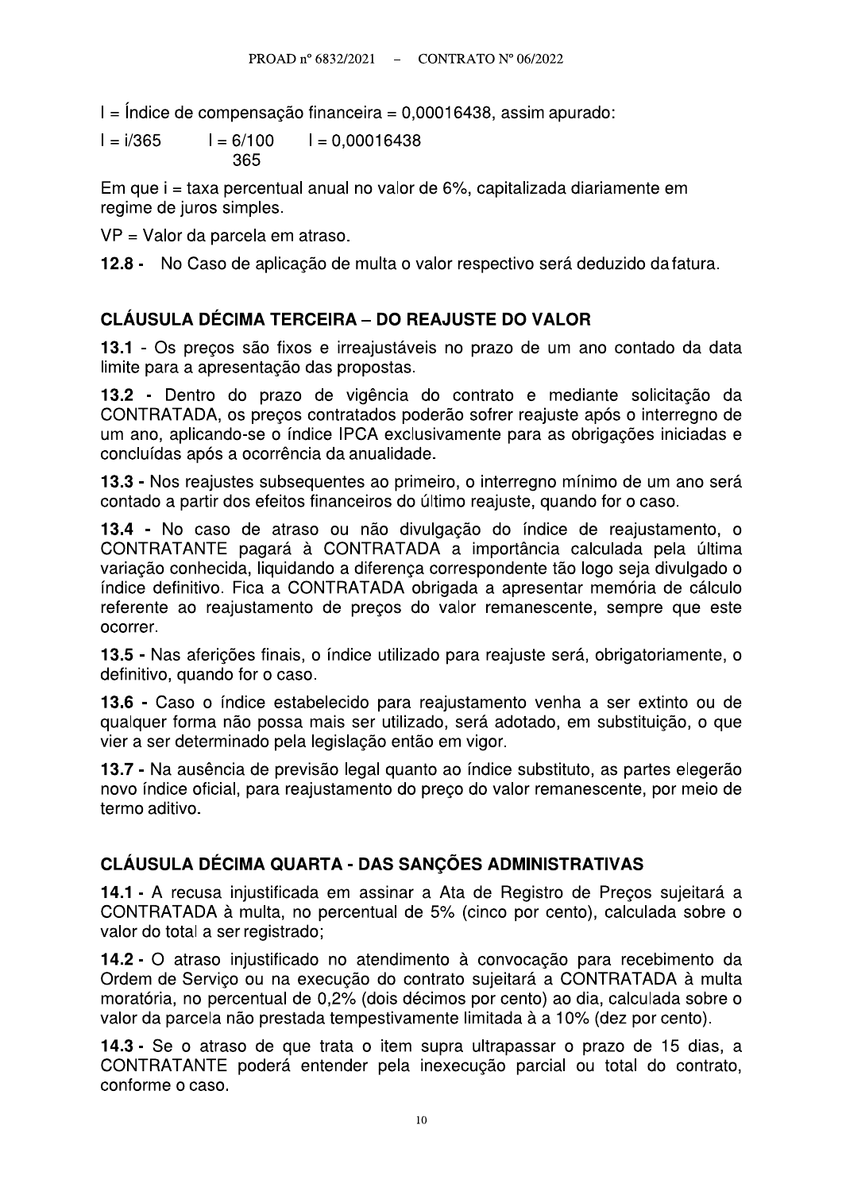I = Índice de compensação financeira = 0,00016438, assim apurado:

$I = i/365 \qquad I = \frac{6/100}{365} \qquad I = 0{,}00016438$

Em que i = taxa percentual anual no valor de 6%, capitalizada diariamente em regime de juros simples.

VP = Valor da parcela em atraso.

**12.8 -** No Caso de aplicação de multa o valor respectivo será deduzido da fatura.

## CLÁUSULA DÉCIMA TERCEIRA – DO REAJUSTE DO VALOR

**13.1** - Os preços são fixos e irreajustáveis no prazo de um ano contado da data limite para a apresentação das propostas.

**13.2** - Dentro do prazo de vigência do contrato e mediante solicitação da CONTRATADA, os preços contratados poderão sofrer reajuste após o interregno de um ano, aplicando-se o índice IPCA exclusivamente para as obrigações iniciadas e concluídas após a ocorrência da anualidade.

**13.3** - Nos reajustes subsequentes ao primeiro, o interregno mínimo de um ano será contado a partir dos efeitos financeiros do último reajuste, quando for o caso.

**13.4** - No caso de atraso ou não divulgação do índice de reajustamento, o CONTRATANTE pagará à CONTRATADA a importância calculada pela última variação conhecida, liquidando a diferença correspondente tão logo seja divulgado o índice definitivo. Fica a CONTRATADA obrigada a apresentar memória de cálculo referente ao reajustamento de preços do valor remanescente, sempre que este ocorrer.

**13.5** - Nas aferições finais, o índice utilizado para reajuste será, obrigatoriamente, o definitivo, quando for o caso.

**13.6** - Caso o índice estabelecido para reajustamento venha a ser extinto ou de qualquer forma não possa mais ser utilizado, será adotado, em substituição, o que vier a ser determinado pela legislação então em vigor.

**13.7** - Na ausência de previsão legal quanto ao índice substituto, as partes elegerão novo índice oficial, para reajustamento do preço do valor remanescente, por meio de termo aditivo.

## CLÁUSULA DÉCIMA QUARTA - DAS SANÇÕES ADMINISTRATIVAS

**14.1** - A recusa injustificada em assinar a Ata de Registro de Preços sujeitará a CONTRATADA à multa, no percentual de 5% (cinco por cento), calculada sobre o valor do total a ser registrado;

**14.2** - O atraso injustificado no atendimento à convocação para recebimento da Ordem de Serviço ou na execução do contrato sujeitará a CONTRATADA à multa moratória, no percentual de 0,2% (dois décimos por cento) ao dia, calculada sobre o valor da parcela não prestada tempestivamente limitada à a 10% (dez por cento).

**14.3** - Se o atraso de que trata o item supra ultrapassar o prazo de 15 dias, a CONTRATANTE poderá entender pela inexecução parcial ou total do contrato, conforme o caso.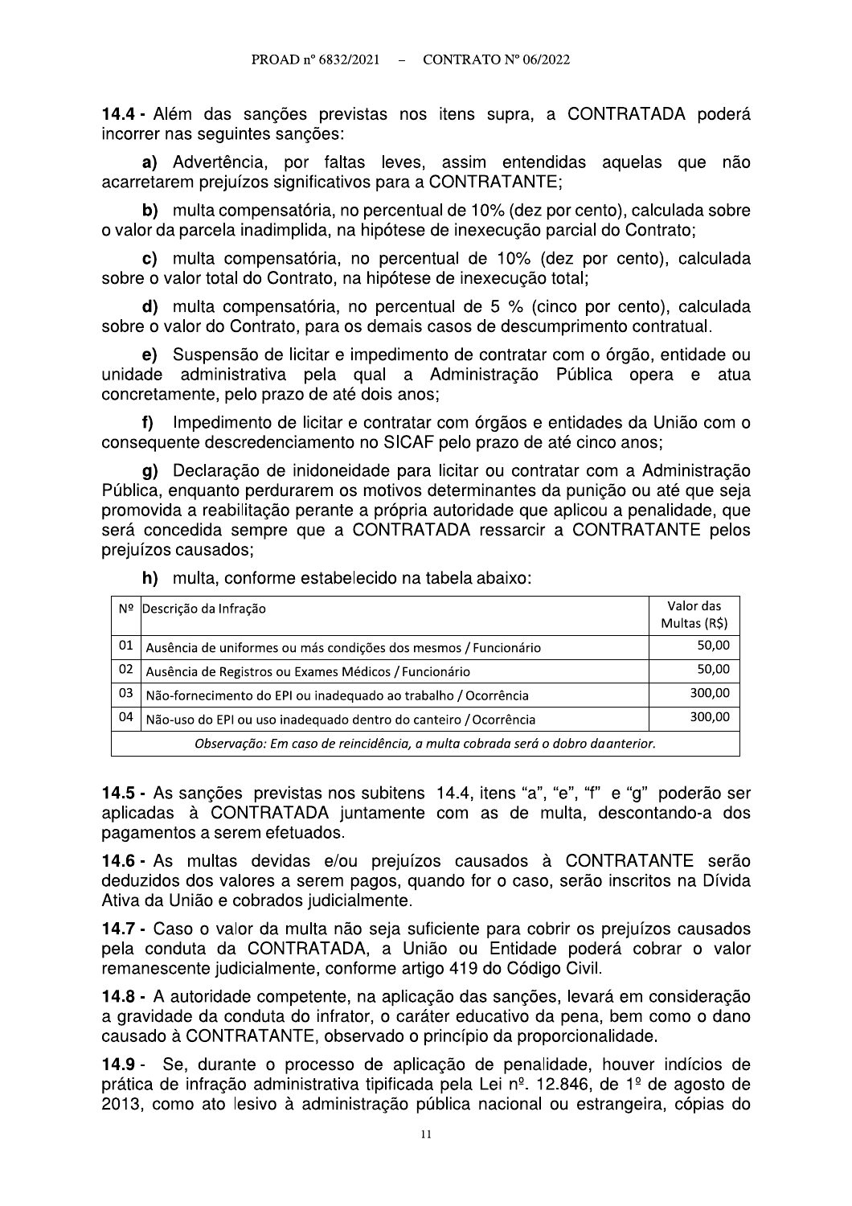**14.4 -** Além das sanções previstas nos itens supra, a CONTRATADA poderá incorrer nas seguintes sanções:

**a)** Advertência, por faltas leves, assim entendidas aquelas que não acarretarem prejuízos significativos para a CONTRATANTE;

**b)** multa compensatória, no percentual de 10% (dez por cento), calculada sobre o valor da parcela inadimplida, na hipótese de inexecução parcial do Contrato;

**c)** multa compensatória, no percentual de 10% (dez por cento), calculada sobre o valor total do Contrato, na hipótese de inexecução total;

**d)** multa compensatória, no percentual de 5 % (cinco por cento), calculada sobre o valor do Contrato, para os demais casos de descumprimento contratual.

**e)** Suspensão de licitar e impedimento de contratar com o órgão, entidade ou unidade administrativa pela qual a Administração Pública opera e atua concretamente, pelo prazo de até dois anos;

**f)** Impedimento de licitar e contratar com órgãos e entidades da União com o consequente descredenciamento no SICAF pelo prazo de até cinco anos;

**g)** Declaração de inidoneidade para licitar ou contratar com a Administração Pública, enquanto perdurarem os motivos determinantes da punição ou até que seja promovida a reabilitação perante a própria autoridade que aplicou a penalidade, que será concedida sempre que a CONTRATADA ressarcir a CONTRATANTE pelos prejuízos causados;

**h)** multa, conforme estabelecido na tabela abaixo:

| Nº | Descrição da Infração | Valor das Multas (R$) |
|---|---|---|
| 01 | Ausência de uniformes ou más condições dos mesmos / Funcionário | 50,00 |
| 02 | Ausência de Registros ou Exames Médicos / Funcionário | 50,00 |
| 03 | Não-fornecimento do EPI ou inadequado ao trabalho / Ocorrência | 300,00 |
| 04 | Não-uso do EPI ou uso inadequado dentro do canteiro / Ocorrência | 300,00 |
| *Observação: Em caso de reincidência, a multa cobrada será o dobro da anterior.* | | |

**14.5 -** As sanções previstas nos subitens 14.4, itens "a", "e", "f" e "g" poderão ser aplicadas à CONTRATADA juntamente com as de multa, descontando-a dos pagamentos a serem efetuados.

**14.6 -** As multas devidas e/ou prejuízos causados à CONTRATANTE serão deduzidos dos valores a serem pagos, quando for o caso, serão inscritos na Dívida Ativa da União e cobrados judicialmente.

**14.7 -** Caso o valor da multa não seja suficiente para cobrir os prejuízos causados pela conduta da CONTRATADA, a União ou Entidade poderá cobrar o valor remanescente judicialmente, conforme artigo 419 do Código Civil.

**14.8 -** A autoridade competente, na aplicação das sanções, levará em consideração a gravidade da conduta do infrator, o caráter educativo da pena, bem como o dano causado à CONTRATANTE, observado o princípio da proporcionalidade.

**14.9 -** Se, durante o processo de aplicação de penalidade, houver indícios de prática de infração administrativa tipificada pela Lei nº. 12.846, de 1º de agosto de 2013, como ato lesivo à administração pública nacional ou estrangeira, cópias do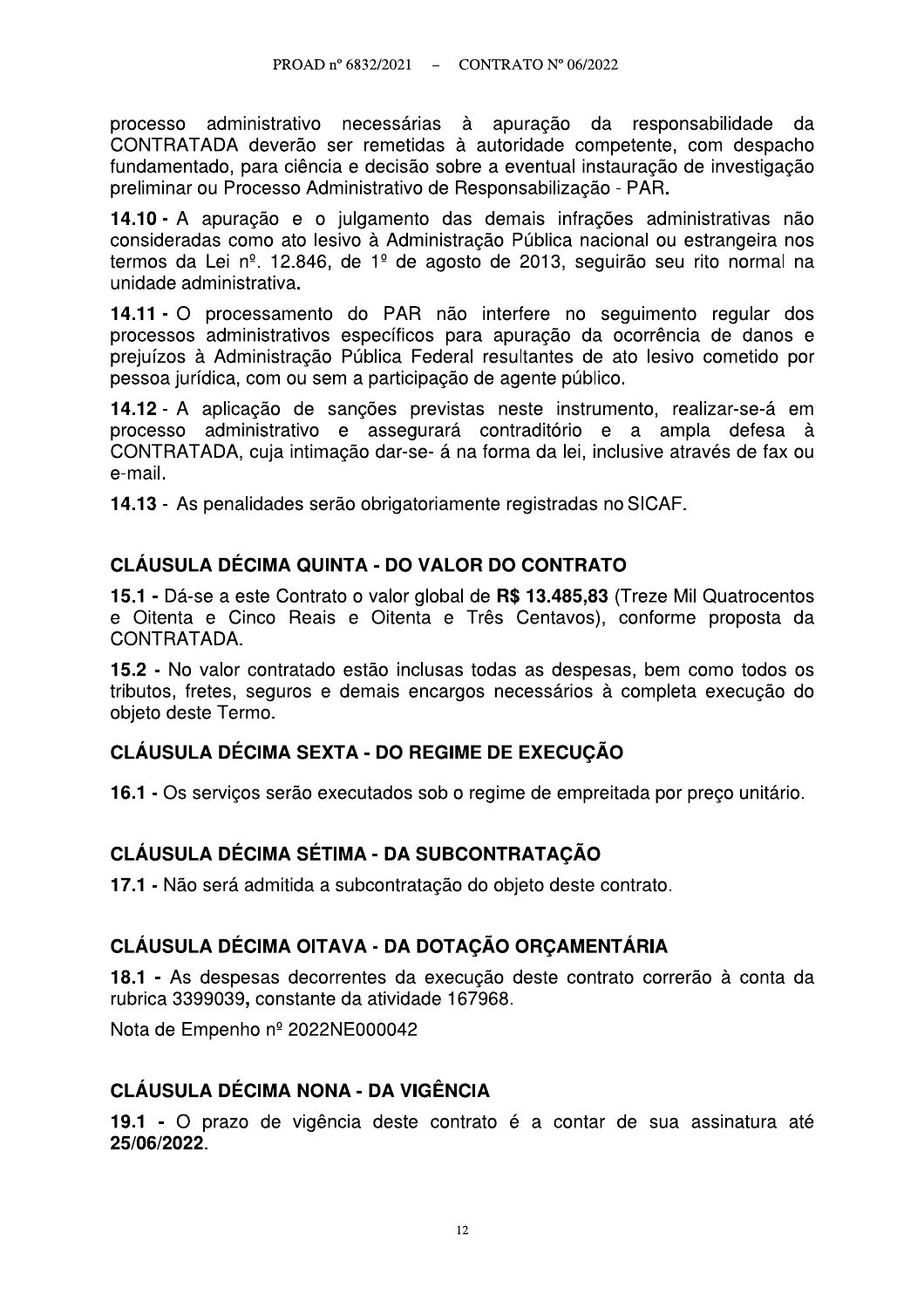processo administrativo necessárias à apuração da responsabilidade da CONTRATADA deverão ser remetidas à autoridade competente, com despacho fundamentado, para ciência e decisão sobre a eventual instauração de investigação preliminar ou Processo Administrativo de Responsabilização - PAR.

**14.10 -** A apuração e o julgamento das demais infrações administrativas não consideradas como ato lesivo à Administração Pública nacional ou estrangeira nos termos da Lei nº. 12.846, de 1º de agosto de 2013, seguirão seu rito normal na unidade administrativa.

**14.11 -** O processamento do PAR não interfere no seguimento regular dos processos administrativos específicos para apuração da ocorrência de danos e prejuízos à Administração Pública Federal resultantes de ato lesivo cometido por pessoa jurídica, com ou sem a participação de agente público.

**14.12** - A aplicação de sanções previstas neste instrumento, realizar-se-á em processo administrativo e assegurará contraditório e a ampla defesa à CONTRATADA, cuja intimação dar-se- á na forma da lei, inclusive através de fax ou e-mail.

**14.13** - As penalidades serão obrigatoriamente registradas no SICAF.

## CLÁUSULA DÉCIMA QUINTA - DO VALOR DO CONTRATO

**15.1 -** Dá-se a este Contrato o valor global de **R$ 13.485,83** (Treze Mil Quatrocentos e Oitenta e Cinco Reais e Oitenta e Três Centavos), conforme proposta da CONTRATADA.

**15.2 -** No valor contratado estão inclusas todas as despesas, bem como todos os tributos, fretes, seguros e demais encargos necessários à completa execução do objeto deste Termo.

## CLÁUSULA DÉCIMA SEXTA - DO REGIME DE EXECUÇÃO

**16.1 -** Os serviços serão executados sob o regime de empreitada por preço unitário.

## CLÁUSULA DÉCIMA SÉTIMA - DA SUBCONTRATAÇÃO

**17.1 -** Não será admitida a subcontratação do objeto deste contrato.

## CLÁUSULA DÉCIMA OITAVA - DA DOTAÇÃO ORÇAMENTÁRIA

**18.1 -** As despesas decorrentes da execução deste contrato correrão à conta da rubrica 3399039**,** constante da atividade 167968.

Nota de Empenho nº 2022NE000042

## CLÁUSULA DÉCIMA NONA - DA VIGÊNCIA

**19.1 -** O prazo de vigência deste contrato é a contar de sua assinatura até **25/06/2022**.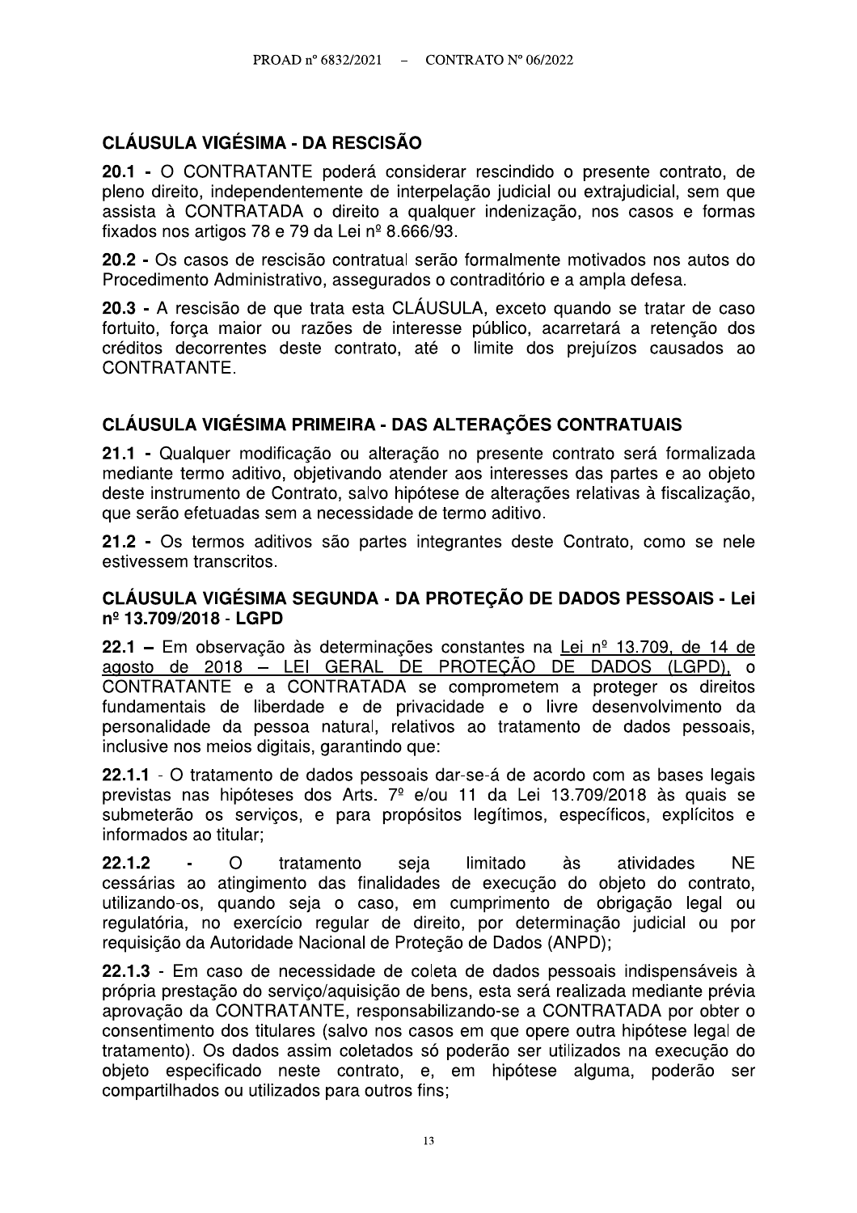## CLÁUSULA VIGÉSIMA - DA RESCISÃO

**20.1 -** O CONTRATANTE poderá considerar rescindido o presente contrato, de pleno direito, independentemente de interpelação judicial ou extrajudicial, sem que assista à CONTRATADA o direito a qualquer indenização, nos casos e formas fixados nos artigos 78 e 79 da Lei nº 8.666/93.

**20.2 -** Os casos de rescisão contratual serão formalmente motivados nos autos do Procedimento Administrativo, assegurados o contraditório e a ampla defesa.

**20.3 -** A rescisão de que trata esta CLÁUSULA, exceto quando se tratar de caso fortuito, força maior ou razões de interesse público, acarretará a retenção dos créditos decorrentes deste contrato, até o limite dos prejuízos causados ao CONTRATANTE.

## CLÁUSULA VIGÉSIMA PRIMEIRA - DAS ALTERAÇÕES CONTRATUAIS

**21.1 -** Qualquer modificação ou alteração no presente contrato será formalizada mediante termo aditivo, objetivando atender aos interesses das partes e ao objeto deste instrumento de Contrato, salvo hipótese de alterações relativas à fiscalização, que serão efetuadas sem a necessidade de termo aditivo.

**21.2 -** Os termos aditivos são partes integrantes deste Contrato, como se nele estivessem transcritos.

## CLÁUSULA VIGÉSIMA SEGUNDA - DA PROTEÇÃO DE DADOS PESSOAIS - Lei nº 13.709/2018 - LGPD

**22.1 –** Em observação às determinações constantes na Lei nº 13.709, de 14 de agosto de 2018 – LEI GERAL DE PROTEÇÃO DE DADOS (LGPD), o CONTRATANTE e a CONTRATADA se comprometem a proteger os direitos fundamentais de liberdade e de privacidade e o livre desenvolvimento da personalidade da pessoa natural, relativos ao tratamento de dados pessoais, inclusive nos meios digitais, garantindo que:

**22.1.1** - O tratamento de dados pessoais dar-se-á de acordo com as bases legais previstas nas hipóteses dos Arts. 7º e/ou 11 da Lei 13.709/2018 às quais se submeterão os serviços, e para propósitos legítimos, específicos, explícitos e informados ao titular;

**22.1.2** - O tratamento seja limitado às atividades NE cessárias ao atingimento das finalidades de execução do objeto do contrato, utilizando-os, quando seja o caso, em cumprimento de obrigação legal ou regulatória, no exercício regular de direito, por determinação judicial ou por requisição da Autoridade Nacional de Proteção de Dados (ANPD);

**22.1.3** - Em caso de necessidade de coleta de dados pessoais indispensáveis à própria prestação do serviço/aquisição de bens, esta será realizada mediante prévia aprovação da CONTRATANTE, responsabilizando-se a CONTRATADA por obter o consentimento dos titulares (salvo nos casos em que opere outra hipótese legal de tratamento). Os dados assim coletados só poderão ser utilizados na execução do objeto especificado neste contrato, e, em hipótese alguma, poderão ser compartilhados ou utilizados para outros fins;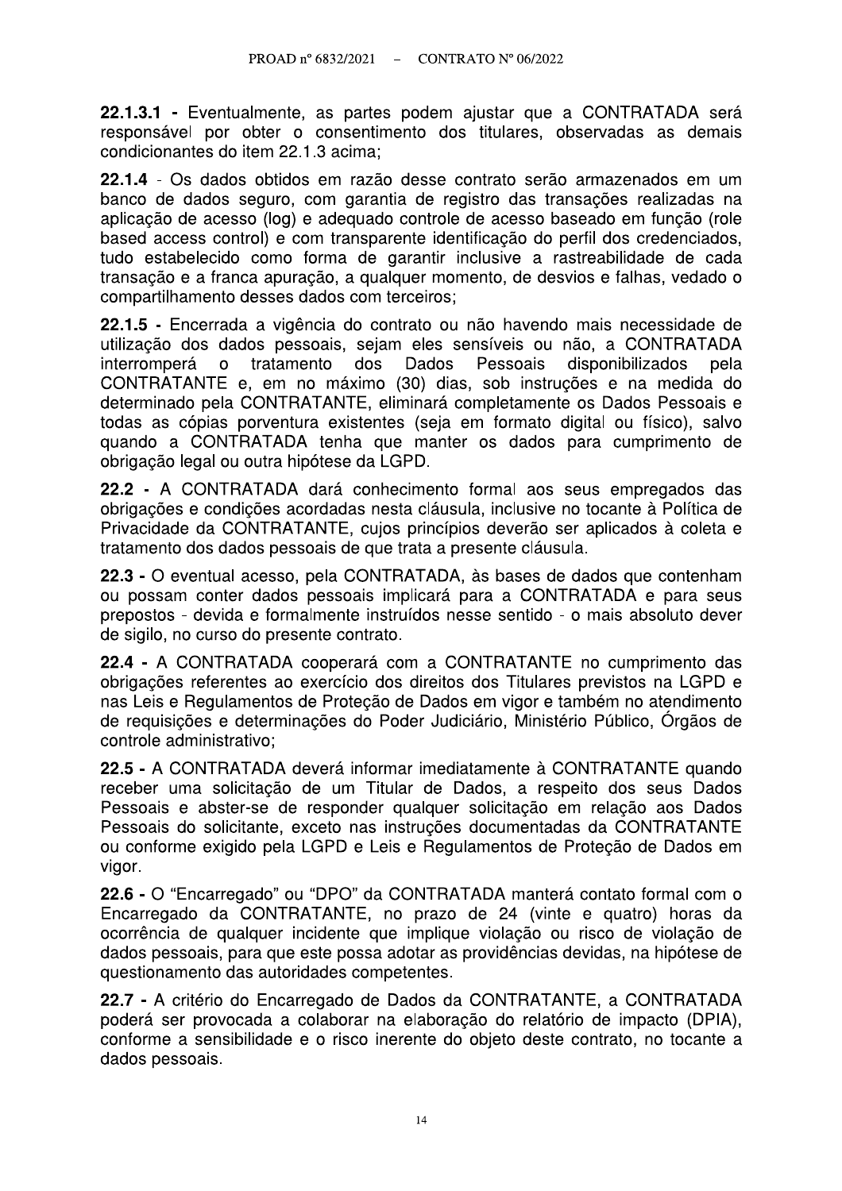**22.1.3.1 -** Eventualmente, as partes podem ajustar que a CONTRATADA será responsável por obter o consentimento dos titulares, observadas as demais condicionantes do item 22.1.3 acima;

**22.1.4** - Os dados obtidos em razão desse contrato serão armazenados em um banco de dados seguro, com garantia de registro das transações realizadas na aplicação de acesso (log) e adequado controle de acesso baseado em função (role based access control) e com transparente identificação do perfil dos credenciados, tudo estabelecido como forma de garantir inclusive a rastreabilidade de cada transação e a franca apuração, a qualquer momento, de desvios e falhas, vedado o compartilhamento desses dados com terceiros;

**22.1.5 -** Encerrada a vigência do contrato ou não havendo mais necessidade de utilização dos dados pessoais, sejam eles sensíveis ou não, a CONTRATADA interromperá o tratamento dos Dados Pessoais disponibilizados pela CONTRATANTE e, em no máximo (30) dias, sob instruções e na medida do determinado pela CONTRATANTE, eliminará completamente os Dados Pessoais e todas as cópias porventura existentes (seja em formato digital ou físico), salvo quando a CONTRATADA tenha que manter os dados para cumprimento de obrigação legal ou outra hipótese da LGPD.

**22.2 -** A CONTRATADA dará conhecimento formal aos seus empregados das obrigações e condições acordadas nesta cláusula, inclusive no tocante à Política de Privacidade da CONTRATANTE, cujos princípios deverão ser aplicados à coleta e tratamento dos dados pessoais de que trata a presente cláusula.

**22.3 -** O eventual acesso, pela CONTRATADA, às bases de dados que contenham ou possam conter dados pessoais implicará para a CONTRATADA e para seus prepostos - devida e formalmente instruídos nesse sentido - o mais absoluto dever de sigilo, no curso do presente contrato.

**22.4 -** A CONTRATADA cooperará com a CONTRATANTE no cumprimento das obrigações referentes ao exercício dos direitos dos Titulares previstos na LGPD e nas Leis e Regulamentos de Proteção de Dados em vigor e também no atendimento de requisições e determinações do Poder Judiciário, Ministério Público, Órgãos de controle administrativo;

**22.5 -** A CONTRATADA deverá informar imediatamente à CONTRATANTE quando receber uma solicitação de um Titular de Dados, a respeito dos seus Dados Pessoais e abster-se de responder qualquer solicitação em relação aos Dados Pessoais do solicitante, exceto nas instruções documentadas da CONTRATANTE ou conforme exigido pela LGPD e Leis e Regulamentos de Proteção de Dados em vigor.

**22.6 -** O "Encarregado" ou "DPO" da CONTRATADA manterá contato formal com o Encarregado da CONTRATANTE, no prazo de 24 (vinte e quatro) horas da ocorrência de qualquer incidente que implique violação ou risco de violação de dados pessoais, para que este possa adotar as providências devidas, na hipótese de questionamento das autoridades competentes.

**22.7 -** A critério do Encarregado de Dados da CONTRATANTE, a CONTRATADA poderá ser provocada a colaborar na elaboração do relatório de impacto (DPIA), conforme a sensibilidade e o risco inerente do objeto deste contrato, no tocante a dados pessoais.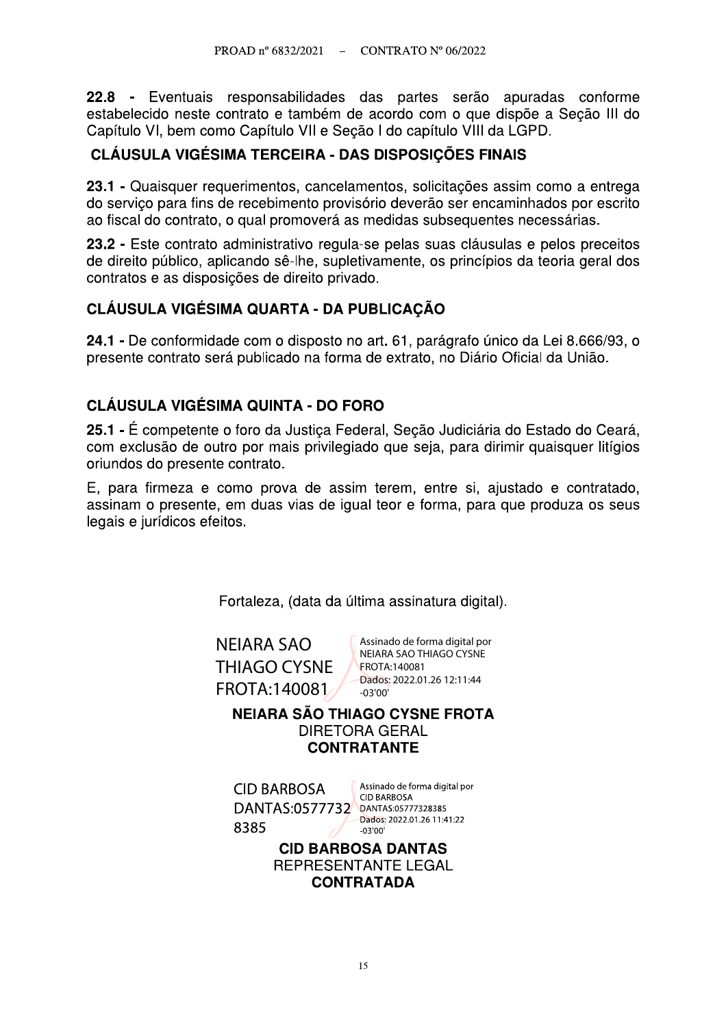**22.8 -** Eventuais responsabilidades das partes serão apuradas conforme estabelecido neste contrato e também de acordo com o que dispõe a Seção III do Capítulo VI, bem como Capítulo VII e Seção I do capítulo VIII da LGPD.

## CLÁUSULA VIGÉSIMA TERCEIRA - DAS DISPOSIÇÕES FINAIS

**23.1 -** Quaisquer requerimentos, cancelamentos, solicitações assim como a entrega do serviço para fins de recebimento provisório deverão ser encaminhados por escrito ao fiscal do contrato, o qual promoverá as medidas subsequentes necessárias.

**23.2 -** Este contrato administrativo regula-se pelas suas cláusulas e pelos preceitos de direito público, aplicando sê-lhe, supletivamente, os princípios da teoria geral dos contratos e as disposições de direito privado.

## CLÁUSULA VIGÉSIMA QUARTA - DA PUBLICAÇÃO

**24.1 -** De conformidade com o disposto no art. 61, parágrafo único da Lei 8.666/93, o presente contrato será publicado na forma de extrato, no Diário Oficial da União.

## CLÁUSULA VIGÉSIMA QUINTA - DO FORO

**25.1 -** É competente o foro da Justiça Federal, Seção Judiciária do Estado do Ceará, com exclusão de outro por mais privilegiado que seja, para dirimir quaisquer litígios oriundos do presente contrato.

E, para firmeza e como prova de assim terem, entre si, ajustado e contratado, assinam o presente, em duas vias de igual teor e forma, para que produza os seus legais e jurídicos efeitos.

Fortaleza, (data da última assinatura digital).

NEIARA SAO THIAGO CYSNE FROTA:140081

Assinado de forma digital por NEIARA SAO THIAGO CYSNE FROTA:140081
Dados: 2022.01.26 12:11:44 -03'00'

**NEIARA SÃO THIAGO CYSNE FROTA**
DIRETORA GERAL
**CONTRATANTE**

CID BARBOSA DANTAS:05777328385

Assinado de forma digital por CID BARBOSA DANTAS:05777328385
Dados: 2022.01.26 11:41:22 -03'00'

**CID BARBOSA DANTAS**
REPRESENTANTE LEGAL
**CONTRATADA**